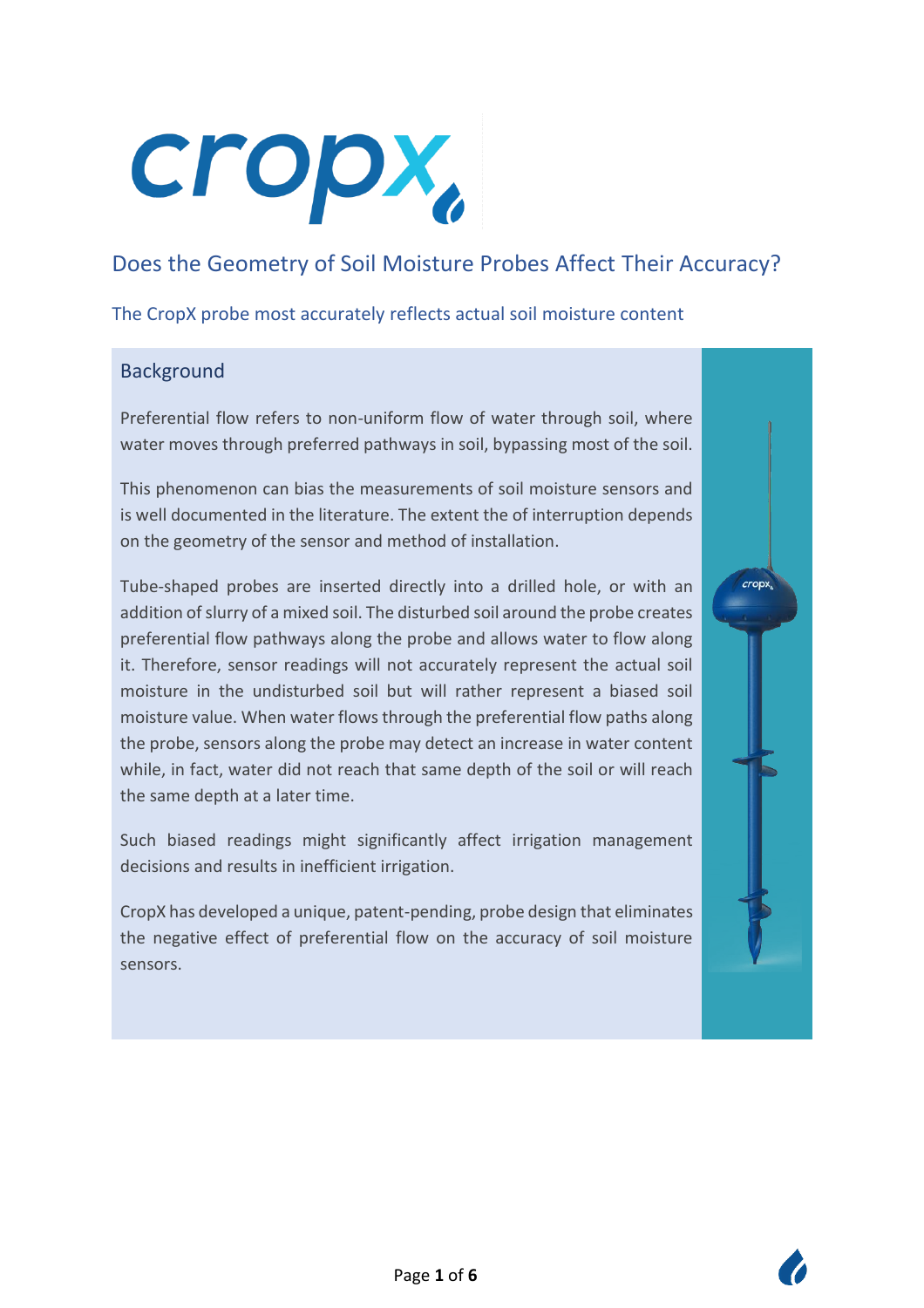# Does the Geometry of Soil Moisture Probes Affect Their Accuracy?

## The CropX probe most accurately reflects actual soil moisture content

### Background

Preferential flow refers to non-uniform flow of water through soil, where water moves through preferred pathways in soil, bypassing most of the soil.

This phenomenon can bias the measurements of soil moisture sensors and is well documented in the literature. The extent the of interruption depends on the geometry of the sensor and method of installation.

Tube-shaped probes are inserted directly into a drilled hole, or with an addition of slurry of a mixed soil. The disturbed soil around the probe creates preferential flow pathways along the probe and allows water to flow along it. Therefore, sensor readings will not accurately represent the actual soil moisture in the undisturbed soil but will rather represent a biased soil moisture value. When water flows through the preferential flow paths along the probe, sensors along the probe may detect an increase in water content while, in fact, water did not reach that same depth of the soil or will reach the same depth at a later time.

Such biased readings might significantly affect irrigation management decisions and results in inefficient irrigation.

CropX has developed a unique, patent-pending, probe design that eliminates the negative effect of preferential flow on the accuracy of soil moisture sensors.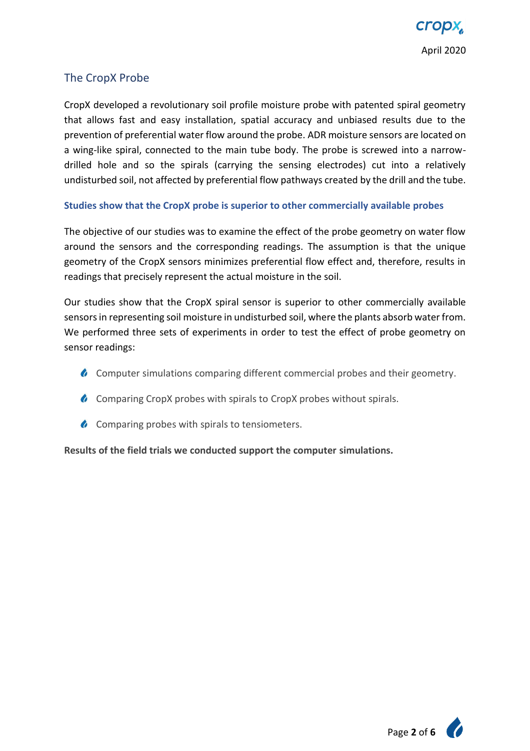## The CropX Probe

CropX developed a revolutionary soil profile moisture probe with patented spiral geometry that allows fast and easy installation, spatial accuracy and unbiased results due to the prevention of preferential water flow around the probe. ADR moisture sensors are located on a wing-like spiral, connected to the main tube body. The probe is screwed into a narrow-drilled hole and so the spirals (carrying the sensing electrodes) cut into a relatively undisturbed soil, not affected by preferential flow pathways created by the drill and the tube.

### Studies show that the CropX probe is superior to other commercially available probes

The objective of our studies was to examine the effect of the probe geometry on water flow around the sensors and the corresponding readings. The assumption is that the unique geometry of the CropX sensors minimizes preferential flow effect and, therefore, results in readings that precisely represent the actual moisture in the soil.

Our studies show that the CropX spiral sensor is superior to other commercially available sensors in representing soil moisture in undisturbed soil, where the plants absorb water from. We performed three sets of experiments in order to test the effect of probe geometry on sensor readings:

- Computer simulations comparing different commercial probes and their geometry.
- Comparing CropX probes with spirals to CropX probes without spirals.
- Comparing probes with spirals to tensiometers.

**Results of the field trials we conducted support the computer simulations.**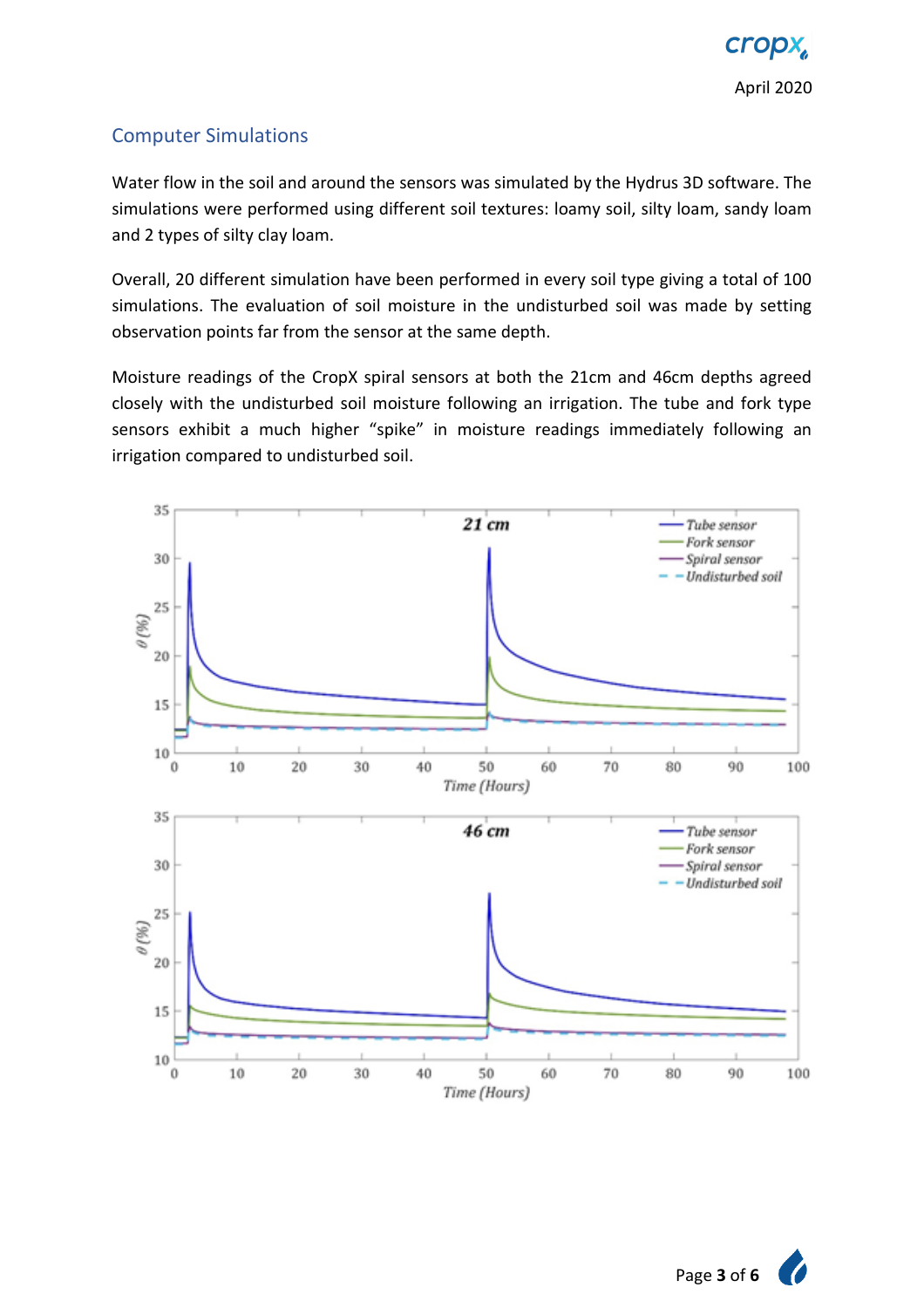## Computer Simulations

Water flow in the soil and around the sensors was simulated by the Hydrus 3D software. The simulations were performed using different soil textures: loamy soil, silty loam, sandy loam and 2 types of silty clay loam.

Overall, 20 different simulation have been performed in every soil type giving a total of 100 simulations. The evaluation of soil moisture in the undisturbed soil was made by setting observation points far from the sensor at the same depth.

Moisture readings of the CropX spiral sensors at both the 21cm and 46cm depths agreed closely with the undisturbed soil moisture following an irrigation. The tube and fork type sensors exhibit a much higher "spike" in moisture readings immediately following an irrigation compared to undisturbed soil.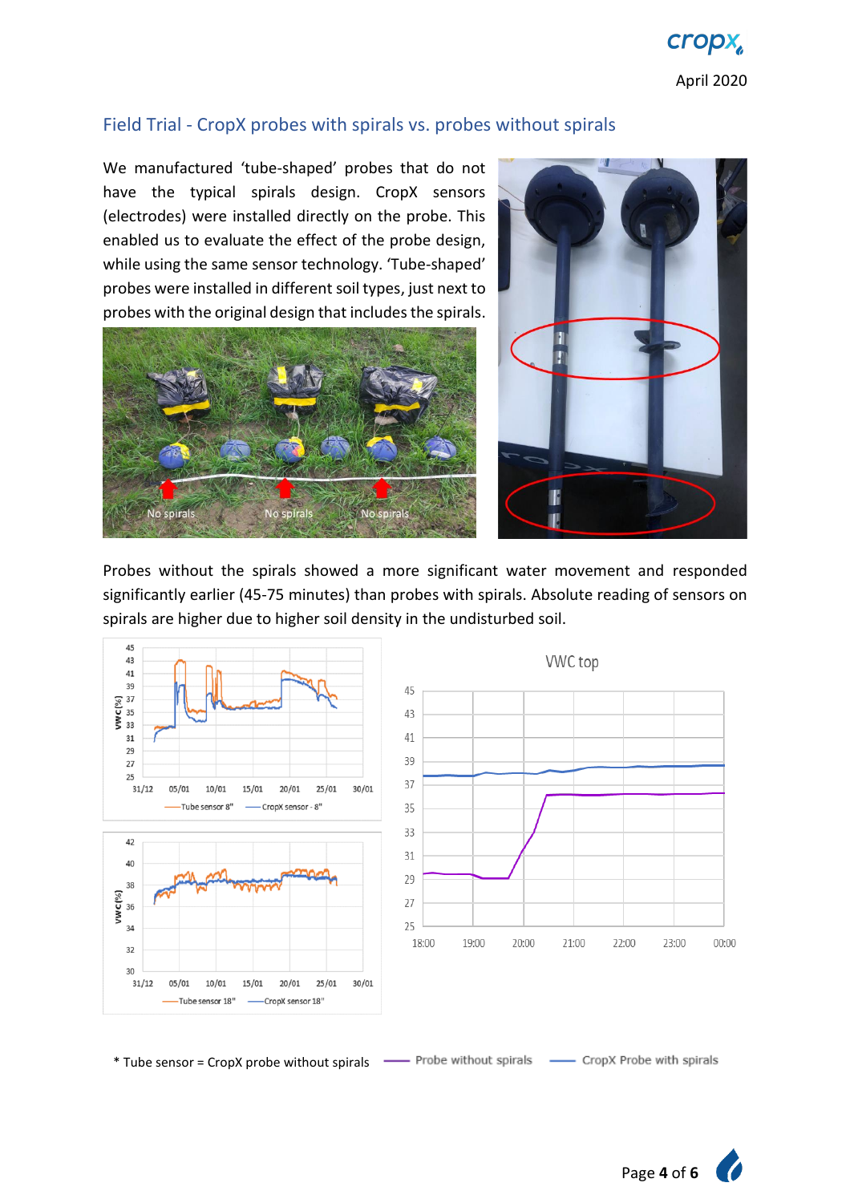## Field Trial - CropX probes with spirals vs. probes without spirals

We manufactured 'tube-shaped' probes that do not have the typical spirals design. CropX sensors (electrodes) were installed directly on the probe. This enabled us to evaluate the effect of the probe design, while using the same sensor technology. 'Tube-shaped' probes were installed in different soil types, just next to probes with the original design that includes the spirals.

Probes without the spirals showed a more significant water movement and responded significantly earlier (45-75 minutes) than probes with spirals. Absolute reading of sensors on spirals are higher due to higher soil density in the undisturbed soil.

\* Tube sensor = CropX probe without spirals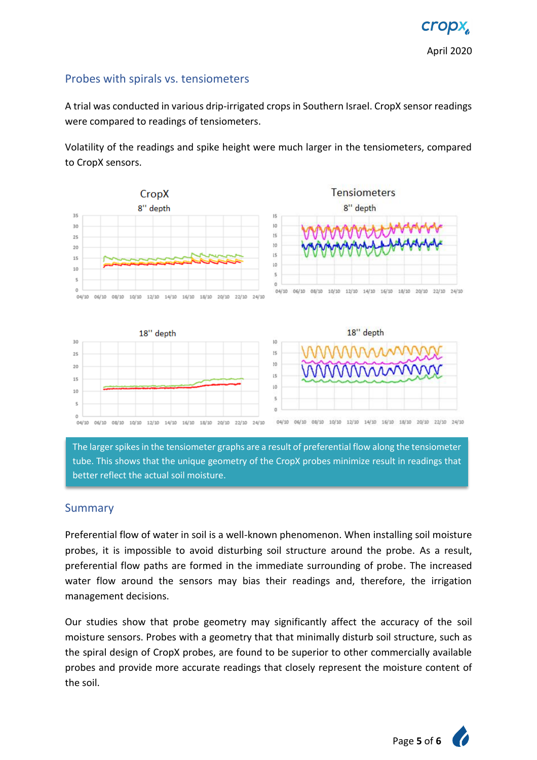## Probes with spirals vs. tensiometers

A trial was conducted in various drip-irrigated crops in Southern Israel. CropX sensor readings were compared to readings of tensiometers.

Volatility of the readings and spike height were much larger in the tensiometers, compared to CropX sensors.

> The larger spikes in the tensiometer graphs are a result of preferential flow along the tensiometer tube. This shows that the unique geometry of the CropX probes minimize result in readings that better reflect the actual soil moisture.

## Summary

Preferential flow of water in soil is a well-known phenomenon. When installing soil moisture probes, it is impossible to avoid disturbing soil structure around the probe. As a result, preferential flow paths are formed in the immediate surrounding of probe. The increased water flow around the sensors may bias their readings and, therefore, the irrigation management decisions.

Our studies show that probe geometry may significantly affect the accuracy of the soil moisture sensors. Probes with a geometry that that minimally disturb soil structure, such as the spiral design of CropX probes, are found to be superior to other commercially available probes and provide more accurate readings that closely represent the moisture content of the soil.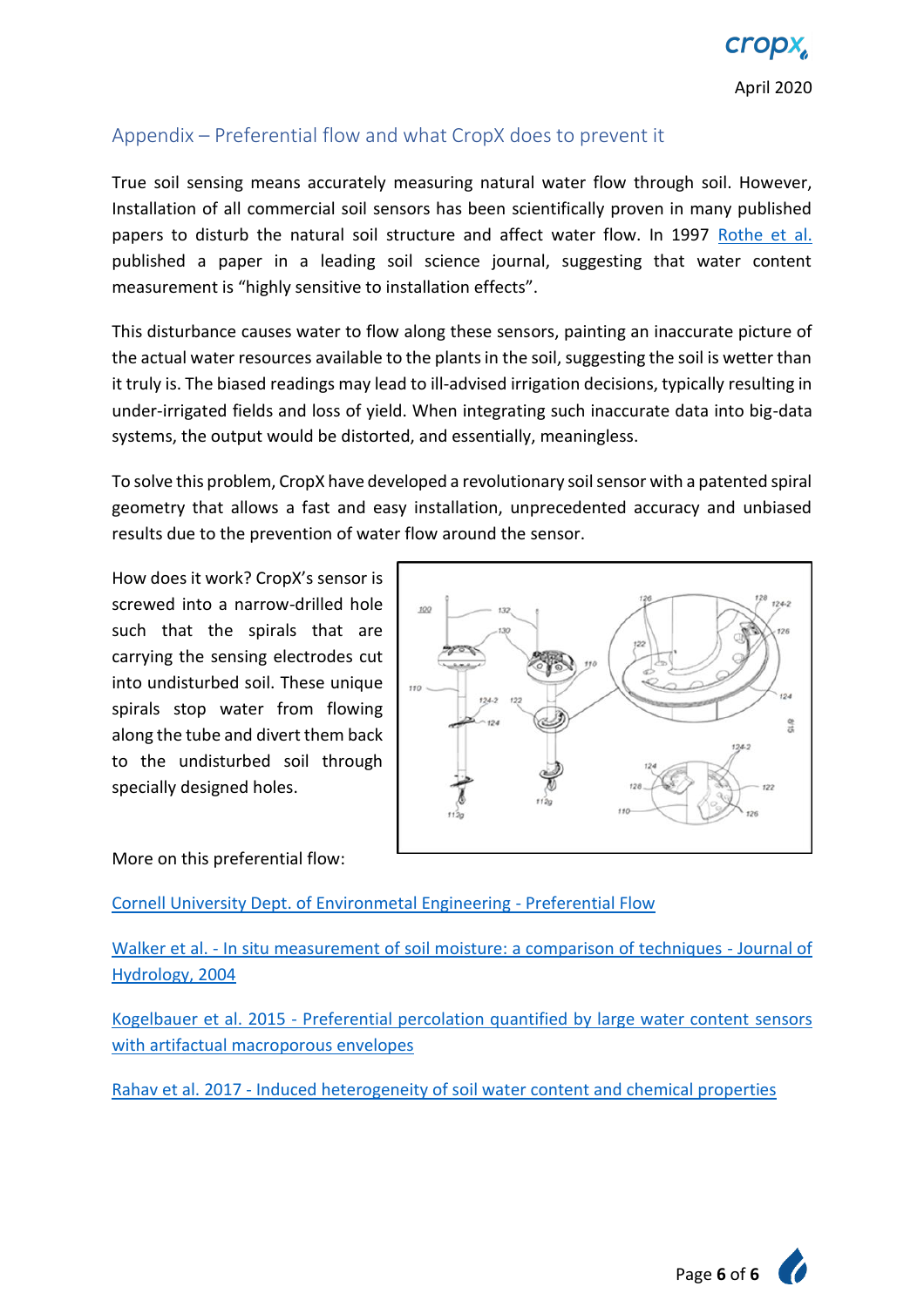## Appendix – Preferential flow and what CropX does to prevent it

True soil sensing means accurately measuring natural water flow through soil. However, Installation of all commercial soil sensors has been scientifically proven in many published papers to disturb the natural soil structure and affect water flow. In 1997 [Rothe et al.](#) published a paper in a leading soil science journal, suggesting that water content measurement is "highly sensitive to installation effects".

This disturbance causes water to flow along these sensors, painting an inaccurate picture of the actual water resources available to the plants in the soil, suggesting the soil is wetter than it truly is. The biased readings may lead to ill-advised irrigation decisions, typically resulting in under-irrigated fields and loss of yield. When integrating such inaccurate data into big-data systems, the output would be distorted, and essentially, meaningless.

To solve this problem, CropX have developed a revolutionary soil sensor with a patented spiral geometry that allows a fast and easy installation, unprecedented accuracy and unbiased results due to the prevention of water flow around the sensor.

How does it work? CropX's sensor is screwed into a narrow-drilled hole such that the spirals that are carrying the sensing electrodes cut into undisturbed soil. These unique spirals stop water from flowing along the tube and divert them back to the undisturbed soil through specially designed holes.

More on this preferential flow:

[Cornell University Dept. of Environmetal Engineering - Preferential Flow](#)

[Walker et al. - In situ measurement of soil moisture: a comparison of techniques - Journal of Hydrology, 2004](#)

[Kogelbauer et al. 2015 - Preferential percolation quantified by large water content sensors with artifactual macroporous envelopes](#)

[Rahav et al. 2017 - Induced heterogeneity of soil water content and chemical properties](#)